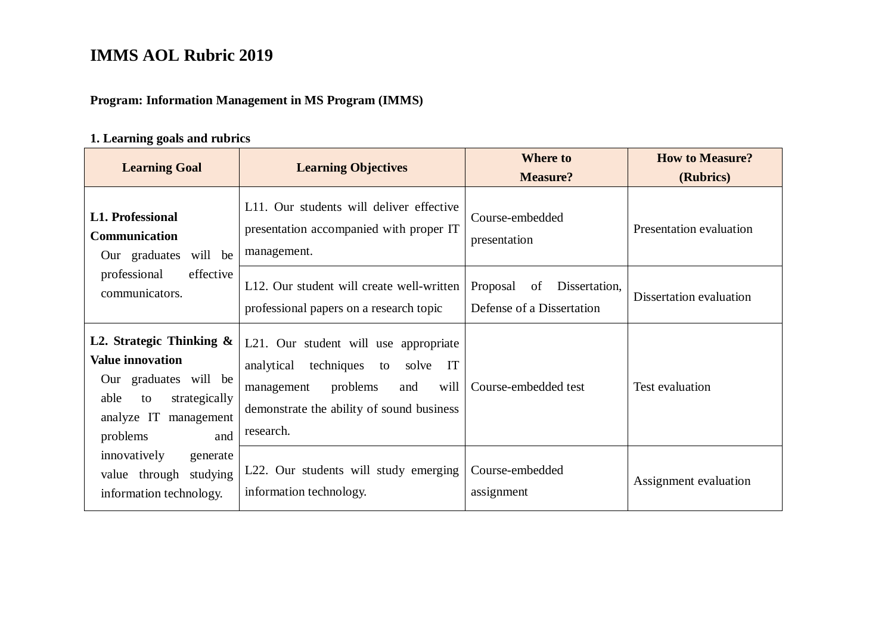# IMMS AOL Rubric 2019

**Program: Information Management in MS Program (IMMS)**

**1. Learning goals and rubrics**

| Learning Goal | Learning Objectives | Where to Measure? | How to Measure? (Rubrics) |
|---|---|---|---|
| **L1. Professional Communication** Our graduates will be professional effective communicators. | L11. Our students will deliver effective presentation accompanied with proper IT management. | Course-embedded presentation | Presentation evaluation |
| | L12. Our student will create well-written professional papers on a research topic | Proposal of Dissertation, Defense of a Dissertation | Dissertation evaluation |
| **L2. Strategic Thinking & Value innovation** Our graduates will be able to strategically analyze IT management problems and innovatively generate value through studying information technology. | L21. Our student will use appropriate analytical techniques to solve IT management problems and will demonstrate the ability of sound business research. | Course-embedded test | Test evaluation |
| | L22. Our students will study emerging information technology. | Course-embedded assignment | Assignment evaluation |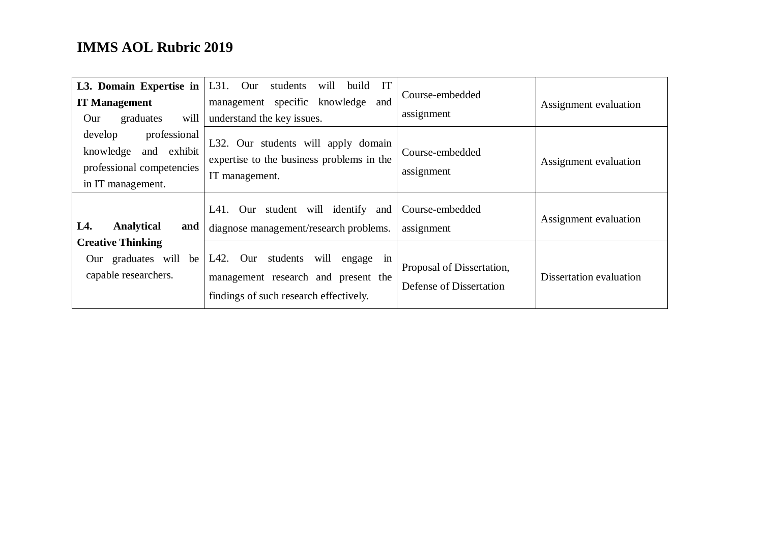**IMMS AOL Rubric 2019**

| | | | |
|---|---|---|---|
| **L3. Domain Expertise in IT Management** Our graduates will develop professional knowledge and exhibit professional competencies in IT management. | L31. Our students will build IT management specific knowledge and understand the key issues. | Course-embedded assignment | Assignment evaluation |
| | L32. Our students will apply domain expertise to the business problems in the IT management. | Course-embedded assignment | Assignment evaluation |
| **L4. Analytical and Creative Thinking** Our graduates will be capable researchers. | L41. Our student will identify and diagnose management/research problems. | Course-embedded assignment | Assignment evaluation |
| | L42. Our students will engage in management research and present the findings of such research effectively. | Proposal of Dissertation, Defense of Dissertation | Dissertation evaluation |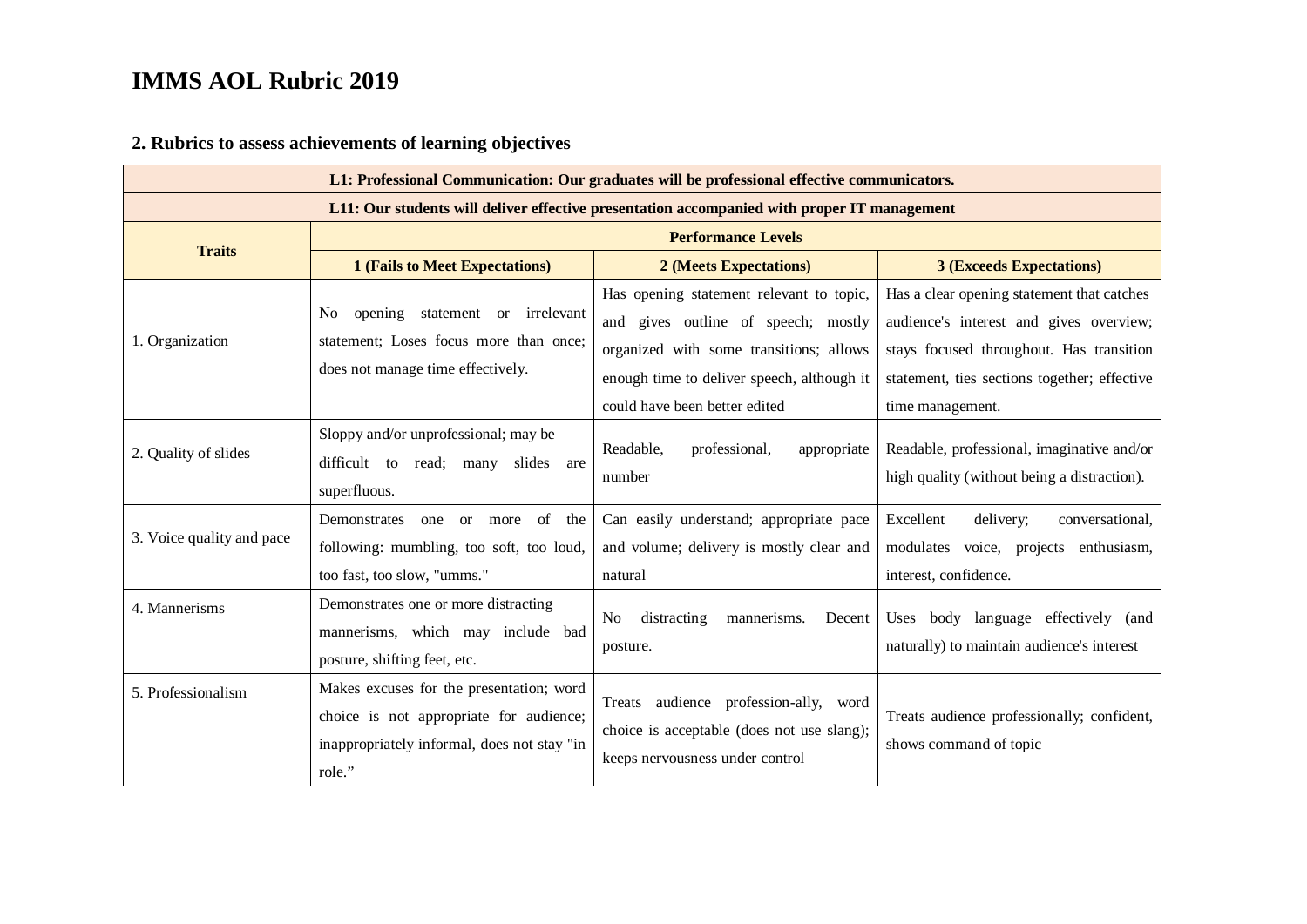# IMMS AOL Rubric 2019

## 2. Rubrics to assess achievements of learning objectives

| L1: Professional Communication: Our graduates will be professional effective communicators. | | | |
|---|---|---|---|
| **L11: Our students will deliver effective presentation accompanied with proper IT management** | | | |
| **Traits** | **Performance Levels** | | |
| | **1 (Fails to Meet Expectations)** | **2 (Meets Expectations)** | **3 (Exceeds Expectations)** |
| 1. Organization | No opening statement or irrelevant statement; Loses focus more than once; does not manage time effectively. | Has opening statement relevant to topic, and gives outline of speech; mostly organized with some transitions; allows enough time to deliver speech, although it could have been better edited | Has a clear opening statement that catches audience's interest and gives overview; stays focused throughout. Has transition statement, ties sections together; effective time management. |
| 2. Quality of slides | Sloppy and/or unprofessional; may be difficult to read; many slides are superfluous. | Readable, professional, appropriate number | Readable, professional, imaginative and/or high quality (without being a distraction). |
| 3. Voice quality and pace | Demonstrates one or more of the following: mumbling, too soft, too loud, too fast, too slow, "umms." | Can easily understand; appropriate pace and volume; delivery is mostly clear and natural | Excellent delivery; conversational, modulates voice, projects enthusiasm, interest, confidence. |
| 4. Mannerisms | Demonstrates one or more distracting mannerisms, which may include bad posture, shifting feet, etc. | No distracting mannerisms. Decent posture. | Uses body language effectively (and naturally) to maintain audience's interest |
| 5. Professionalism | Makes excuses for the presentation; word choice is not appropriate for audience; inappropriately informal, does not stay "in role." | Treats audience profession-ally, word choice is acceptable (does not use slang); keeps nervousness under control | Treats audience professionally; confident, shows command of topic |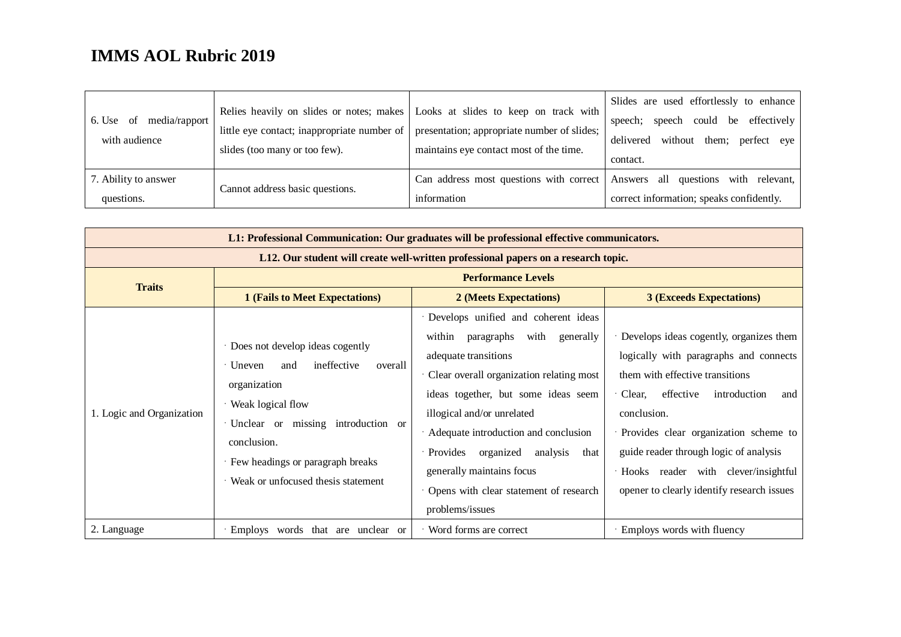# IMMS AOL Rubric 2019

| | | | |
|---|---|---|---|
| 6. Use of media/rapport with audience | Relies heavily on slides or notes; makes little eye contact; inappropriate number of slides (too many or too few). | Looks at slides to keep on track with presentation; appropriate number of slides; maintains eye contact most of the time. | Slides are used effortlessly to enhance speech; speech could be effectively delivered without them; perfect eye contact. |
| 7. Ability to answer questions. | Cannot address basic questions. | Can address most questions with correct information | Answers all questions with relevant, correct information; speaks confidently. |

| **L1: Professional Communication: Our graduates will be professional effective communicators.** | | | |
|---|---|---|---|
| **L12. Our student will create well-written professional papers on a research topic.** | | | |
| **Traits** | **Performance Levels** | | |
| | **1 (Fails to Meet Expectations)** | **2 (Meets Expectations)** | **3 (Exceeds Expectations)** |
| 1. Logic and Organization | · Does not develop ideas cogently<br>· Uneven and ineffective overall organization<br>· Weak logical flow<br>· Unclear or missing introduction or conclusion.<br>· Few headings or paragraph breaks<br>· Weak or unfocused thesis statement | · Develops unified and coherent ideas within paragraphs with generally adequate transitions<br>· Clear overall organization relating most ideas together, but some ideas seem illogical and/or unrelated<br>· Adequate introduction and conclusion<br>· Provides organized analysis that generally maintains focus<br>· Opens with clear statement of research problems/issues | · Develops ideas cogently, organizes them logically with paragraphs and connects them with effective transitions<br>· Clear, effective introduction and conclusion.<br>· Provides clear organization scheme to guide reader through logic of analysis<br>· Hooks reader with clever/insightful opener to clearly identify research issues |
| 2. Language | · Employs words that are unclear or | · Word forms are correct | · Employs words with fluency |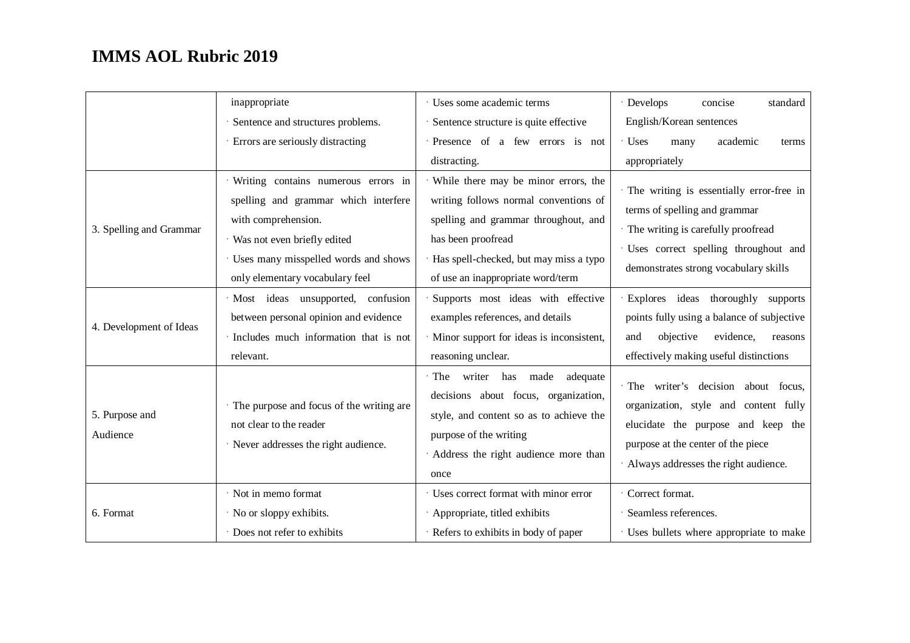# IMMS AOL Rubric 2019

| | | | |
|---|---|---|---|
| | inappropriate<br>· Sentence and structures problems.<br>· Errors are seriously distracting | · Uses some academic terms<br>· Sentence structure is quite effective<br>· Presence of a few errors is not distracting. | · Develops concise standard English/Korean sentences<br>· Uses many academic terms appropriately |
| 3. Spelling and Grammar | · Writing contains numerous errors in spelling and grammar which interfere with comprehension.<br>· Was not even briefly edited<br>· Uses many misspelled words and shows only elementary vocabulary feel | · While there may be minor errors, the writing follows normal conventions of spelling and grammar throughout, and has been proofread<br>· Has spell-checked, but may miss a typo of use an inappropriate word/term | · The writing is essentially error-free in terms of spelling and grammar<br>· The writing is carefully proofread<br>· Uses correct spelling throughout and demonstrates strong vocabulary skills |
| 4. Development of Ideas | · Most ideas unsupported, confusion between personal opinion and evidence<br>· Includes much information that is not relevant. | · Supports most ideas with effective examples references, and details<br>· Minor support for ideas is inconsistent, reasoning unclear. | · Explores ideas thoroughly supports points fully using a balance of subjective and objective evidence, reasons effectively making useful distinctions |
| 5. Purpose and Audience | · The purpose and focus of the writing are not clear to the reader<br>· Never addresses the right audience. | · The writer has made adequate decisions about focus, organization, style, and content so as to achieve the purpose of the writing<br>· Address the right audience more than once | · The writer's decision about focus, organization, style and content fully elucidate the purpose and keep the purpose at the center of the piece<br>· Always addresses the right audience. |
| 6. Format | · Not in memo format<br>· No or sloppy exhibits.<br>· Does not refer to exhibits | · Uses correct format with minor error<br>· Appropriate, titled exhibits<br>· Refers to exhibits in body of paper | · Correct format.<br>· Seamless references.<br>· Uses bullets where appropriate to make |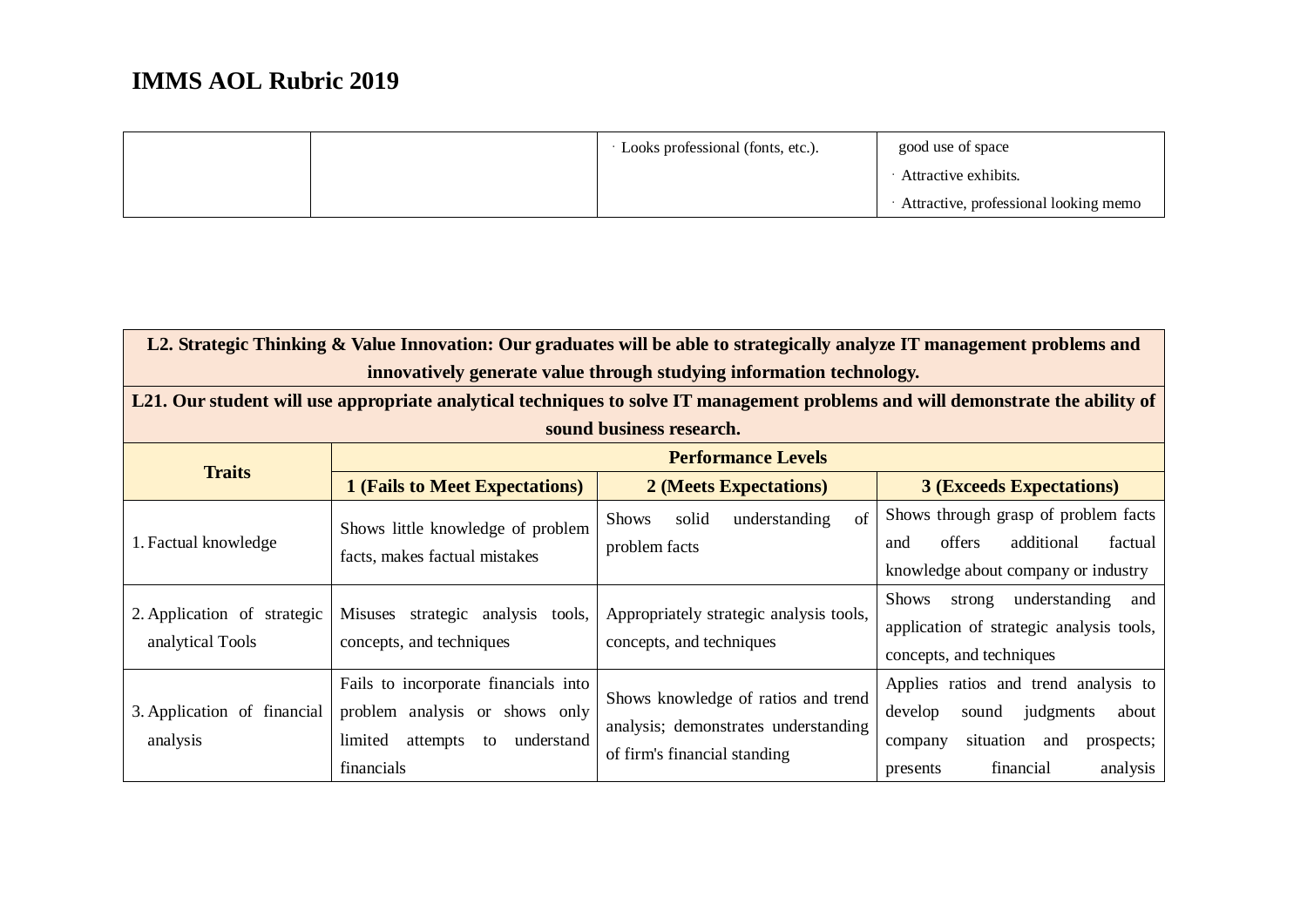# IMMS AOL Rubric 2019

| | | | |
|---|---|---|---|
| | | · Looks professional (fonts, etc.). | good use of space<br>· Attractive exhibits.<br>· Attractive, professional looking memo |

| L2. Strategic Thinking & Value Innovation: Our graduates will be able to strategically analyze IT management problems and innovatively generate value through studying information technology. | | | |
|---|---|---|---|
| **L21. Our student will use appropriate analytical techniques to solve IT management problems and will demonstrate the ability of sound business research.** | | | |
| **Traits** | **Performance Levels** | | |
| | **1 (Fails to Meet Expectations)** | **2 (Meets Expectations)** | **3 (Exceeds Expectations)** |
| 1. Factual knowledge | Shows little knowledge of problem facts, makes factual mistakes | Shows solid understanding of problem facts | Shows through grasp of problem facts and offers additional factual knowledge about company or industry |
| 2. Application of strategic analytical Tools | Misuses strategic analysis tools, concepts, and techniques | Appropriately strategic analysis tools, concepts, and techniques | Shows strong understanding and application of strategic analysis tools, concepts, and techniques |
| 3. Application of financial analysis | Fails to incorporate financials into problem analysis or shows only limited attempts to understand financials | Shows knowledge of ratios and trend analysis; demonstrates understanding of firm's financial standing | Applies ratios and trend analysis to develop sound judgments about company situation and prospects; presents financial analysis |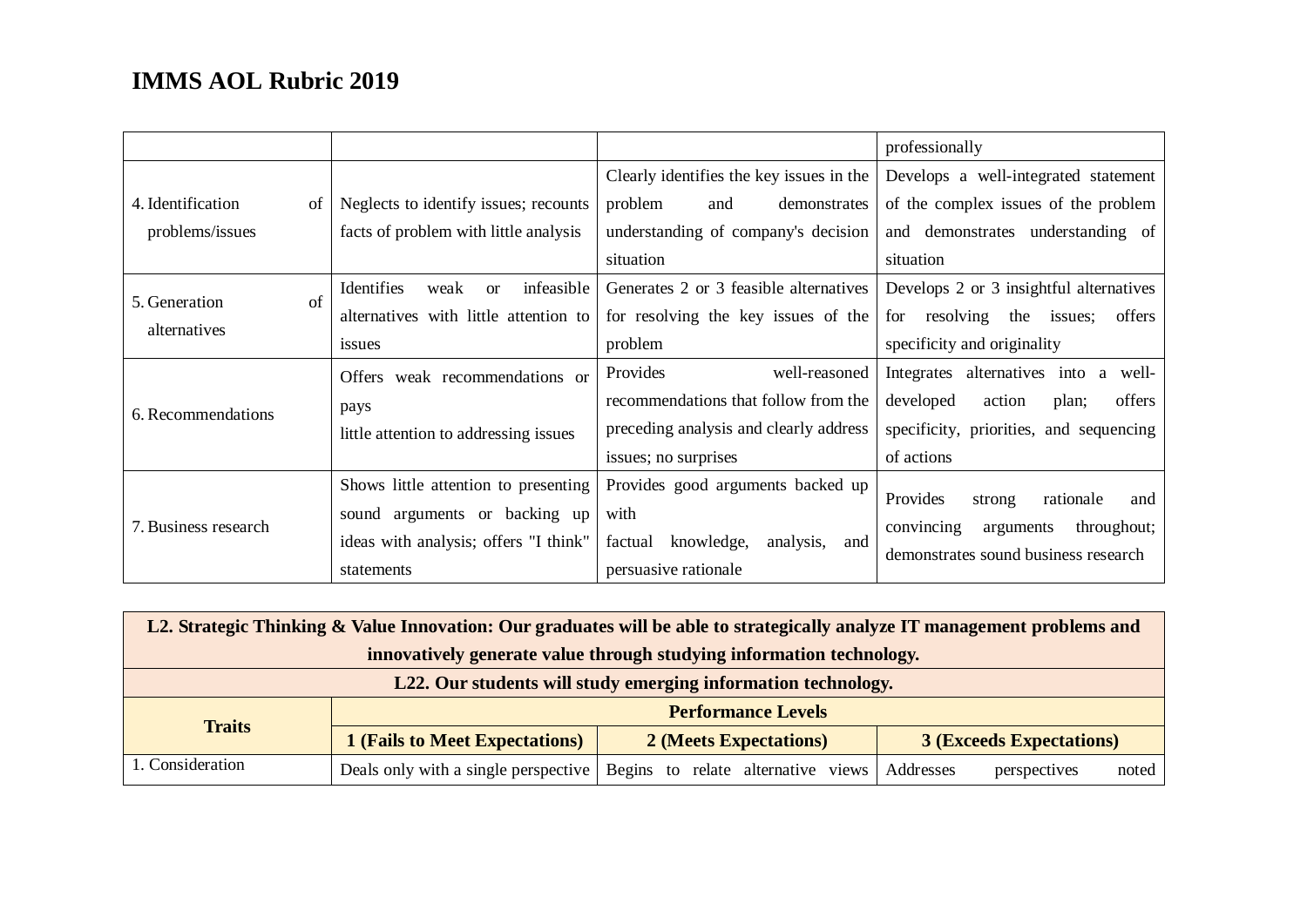# IMMS AOL Rubric 2019

| | | | |
|---|---|---|---|
| | | | professionally |
| 4. Identification of problems/issues | Neglects to identify issues; recounts facts of problem with little analysis | Clearly identifies the key issues in the problem and demonstrates understanding of company's decision situation | Develops a well-integrated statement of the complex issues of the problem and demonstrates understanding of situation |
| 5. Generation of alternatives | Identifies weak or infeasible alternatives with little attention to issues | Generates 2 or 3 feasible alternatives for resolving the key issues of the problem | Develops 2 or 3 insightful alternatives for resolving the issues; offers specificity and originality |
| 6. Recommendations | Offers weak recommendations or pays little attention to addressing issues | Provides well-reasoned recommendations that follow from the preceding analysis and clearly address issues; no surprises | Integrates alternatives into a well-developed action plan; offers specificity, priorities, and sequencing of actions |
| 7. Business research | Shows little attention to presenting sound arguments or backing up ideas with analysis; offers "I think" statements | Provides good arguments backed up with factual knowledge, analysis, and persuasive rationale | Provides strong rationale and convincing arguments throughout; demonstrates sound business research |

| **L2. Strategic Thinking & Value Innovation: Our graduates will be able to strategically analyze IT management problems and innovatively generate value through studying information technology.** | | | |
|---|---|---|---|
| **L22. Our students will study emerging information technology.** | | | |
| **Traits** | **Performance Levels** | | |
| | **1 (Fails to Meet Expectations)** | **2 (Meets Expectations)** | **3 (Exceeds Expectations)** |
| 1. Consideration | Deals only with a single perspective | Begins to relate alternative views | Addresses perspectives noted |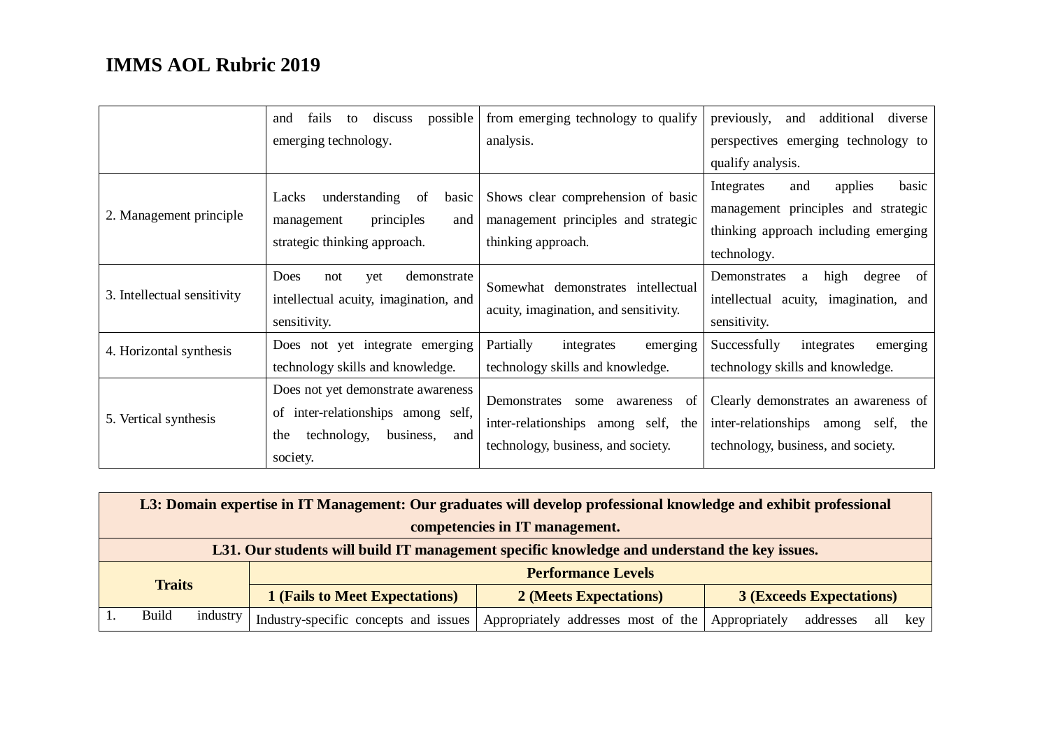# IMMS AOL Rubric 2019

| | | | |
|---|---|---|---|
| | and fails to discuss possible emerging technology. | from emerging technology to qualify analysis. | previously, and additional diverse perspectives emerging technology to qualify analysis. |
| 2. Management principle | Lacks understanding of basic management principles and strategic thinking approach. | Shows clear comprehension of basic management principles and strategic thinking approach. | Integrates and applies basic management principles and strategic thinking approach including emerging technology. |
| 3. Intellectual sensitivity | Does not yet demonstrate intellectual acuity, imagination, and sensitivity. | Somewhat demonstrates intellectual acuity, imagination, and sensitivity. | Demonstrates a high degree of intellectual acuity, imagination, and sensitivity. |
| 4. Horizontal synthesis | Does not yet integrate emerging technology skills and knowledge. | Partially integrates emerging technology skills and knowledge. | Successfully integrates emerging technology skills and knowledge. |
| 5. Vertical synthesis | Does not yet demonstrate awareness of inter-relationships among self, the technology, business, and society. | Demonstrates some awareness of inter-relationships among self, the technology, business, and society. | Clearly demonstrates an awareness of inter-relationships among self, the technology, business, and society. |

| **L3: Domain expertise in IT Management: Our graduates will develop professional knowledge and exhibit professional competencies in IT management.** | | | |
|---|---|---|---|
| **L31. Our students will build IT management specific knowledge and understand the key issues.** | | | |
| **Traits** | **Performance Levels** | | |
| | **1 (Fails to Meet Expectations)** | **2 (Meets Expectations)** | **3 (Exceeds Expectations)** |
| 1. Build industry | Industry-specific concepts and issues | Appropriately addresses most of the | Appropriately addresses all key |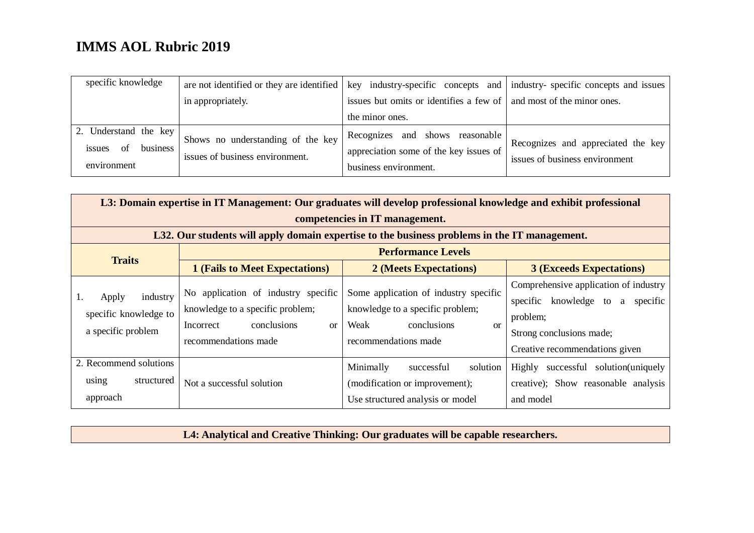# IMMS AOL Rubric 2019

| | | | |
|---|---|---|---|
| specific knowledge | are not identified or they are identified in appropriately. | key industry-specific concepts and issues but omits or identifies a few of the minor ones. | industry- specific concepts and issues and most of the minor ones. |
| 2. Understand the key issues of business environment | Shows no understanding of the key issues of business environment. | Recognizes and shows reasonable appreciation some of the key issues of business environment. | Recognizes and appreciated the key issues of business environment |

| **L3: Domain expertise in IT Management: Our graduates will develop professional knowledge and exhibit professional competencies in IT management.** | | | |
|---|---|---|---|
| **L32. Our students will apply domain expertise to the business problems in the IT management.** | | | |
| **Traits** | **Performance Levels** | | |
| | **1 (Fails to Meet Expectations)** | **2 (Meets Expectations)** | **3 (Exceeds Expectations)** |
| 1. Apply industry specific knowledge to a specific problem | No application of industry specific knowledge to a specific problem; Incorrect conclusions or recommendations made | Some application of industry specific knowledge to a specific problem; Weak conclusions or recommendations made | Comprehensive application of industry specific knowledge to a specific problem; Strong conclusions made; Creative recommendations given |
| 2. Recommend solutions using structured approach | Not a successful solution | Minimally successful solution (modification or improvement); Use structured analysis or model | Highly successful solution(uniquely creative); Show reasonable analysis and model |

| **L4: Analytical and Creative Thinking: Our graduates will be capable researchers.** |
|---|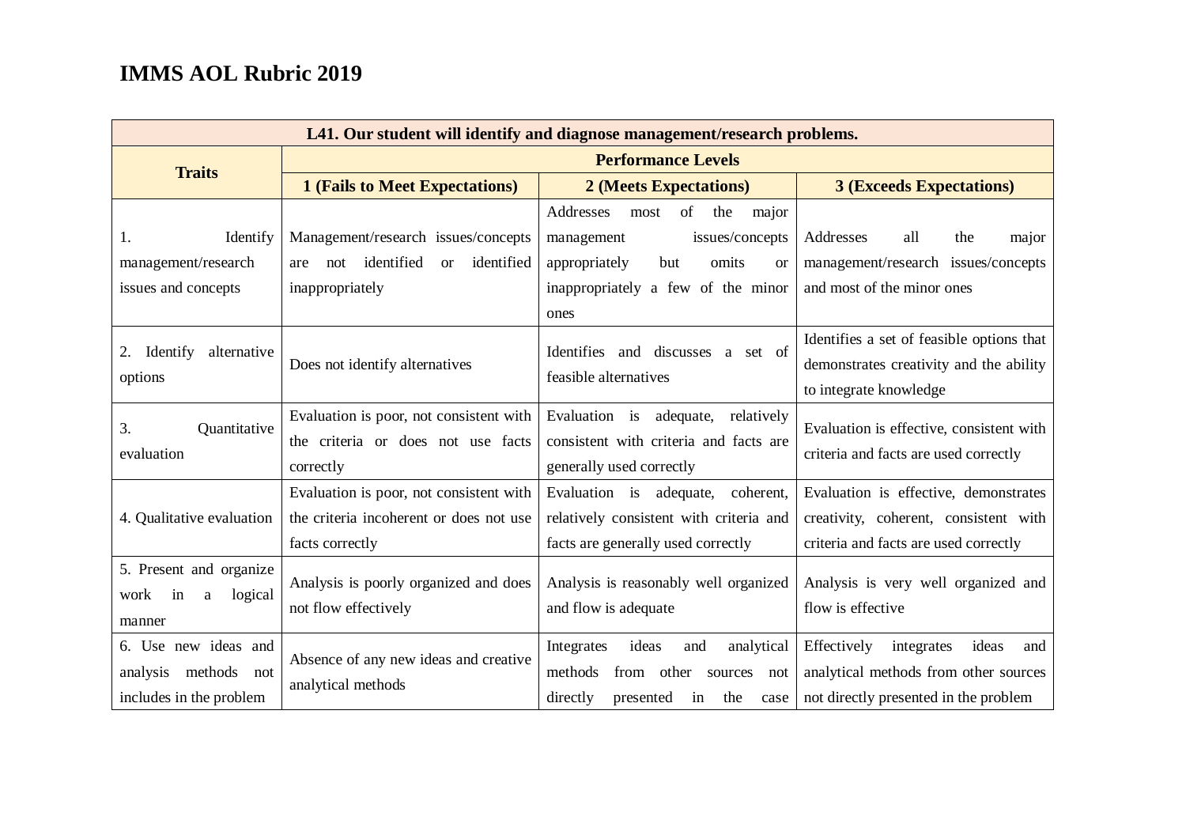# IMMS AOL Rubric 2019

| L41. Our student will identify and diagnose management/research problems. | | | |
|---|---|---|---|
| **Traits** | **Performance Levels** | | |
| | **1 (Fails to Meet Expectations)** | **2 (Meets Expectations)** | **3 (Exceeds Expectations)** |
| 1. Identify management/research issues and concepts | Management/research issues/concepts are not identified or identified inappropriately | Addresses most of the major management issues/concepts appropriately but omits or inappropriately a few of the minor ones | Addresses all the major management/research issues/concepts and most of the minor ones |
| 2. Identify alternative options | Does not identify alternatives | Identifies and discusses a set of feasible alternatives | Identifies a set of feasible options that demonstrates creativity and the ability to integrate knowledge |
| 3. Quantitative evaluation | Evaluation is poor, not consistent with the criteria or does not use facts correctly | Evaluation is adequate, relatively consistent with criteria and facts are generally used correctly | Evaluation is effective, consistent with criteria and facts are used correctly |
| 4. Qualitative evaluation | Evaluation is poor, not consistent with the criteria incoherent or does not use facts correctly | Evaluation is adequate, coherent, relatively consistent with criteria and facts are generally used correctly | Evaluation is effective, demonstrates creativity, coherent, consistent with criteria and facts are used correctly |
| 5. Present and organize work in a logical manner | Analysis is poorly organized and does not flow effectively | Analysis is reasonably well organized and flow is adequate | Analysis is very well organized and flow is effective |
| 6. Use new ideas and analysis methods not includes in the problem | Absence of any new ideas and creative analytical methods | Integrates ideas and analytical methods from other sources not directly presented in the case | Effectively integrates ideas and analytical methods from other sources not directly presented in the problem |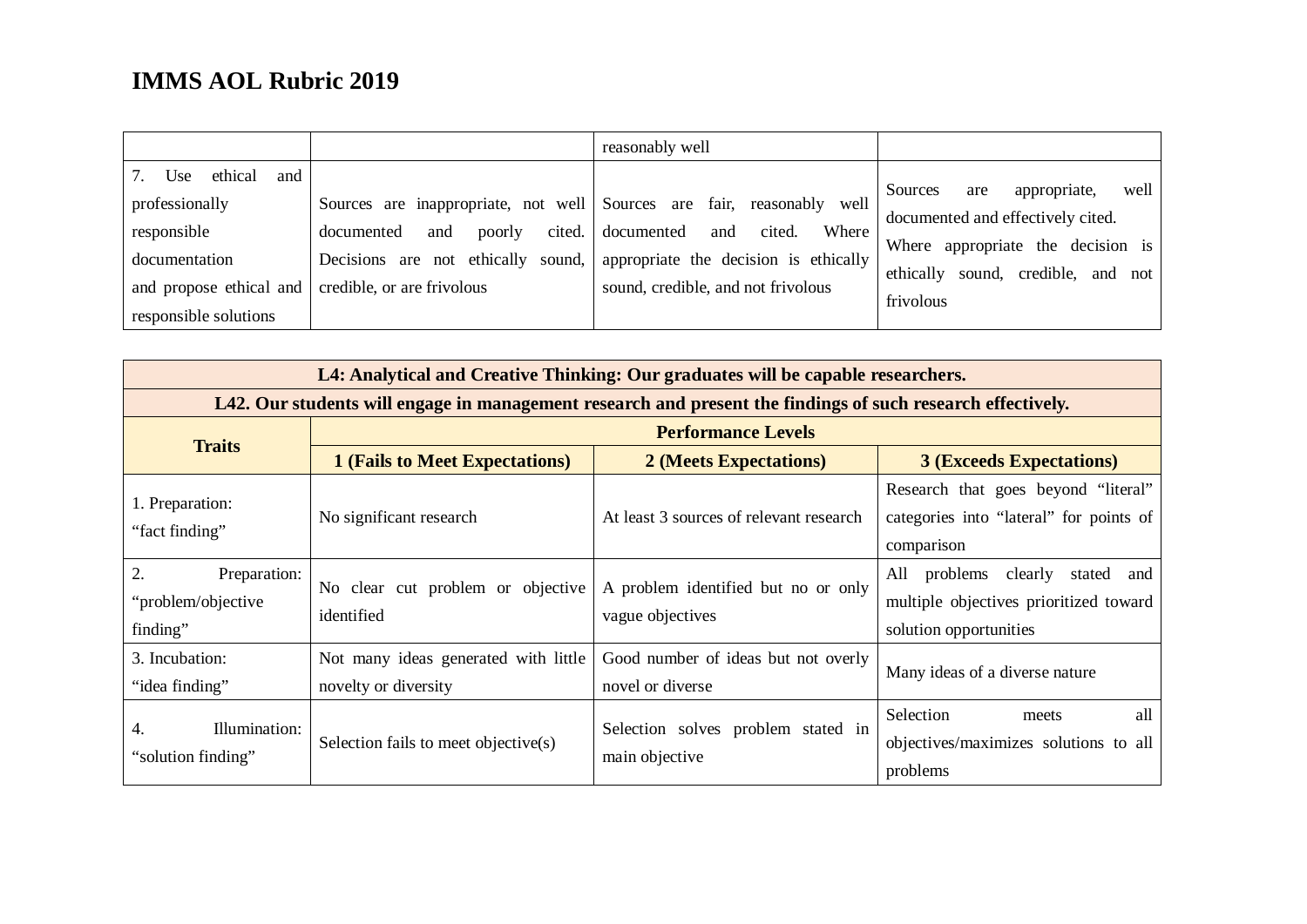# IMMS AOL Rubric 2019

| | | | |
|---|---|---|---|
| | | reasonably well | |
| 7. Use ethical and professionally responsible documentation and propose ethical and responsible solutions | Sources are inappropriate, not well documented and poorly cited. Decisions are not ethically sound, credible, or are frivolous | Sources are fair, reasonably well documented and cited. Where appropriate the decision is ethically sound, credible, and not frivolous | Sources are appropriate, well documented and effectively cited. Where appropriate the decision is ethically sound, credible, and not frivolous |

| **L4: Analytical and Creative Thinking: Our graduates will be capable researchers.** | | | |
|---|---|---|---|
| **L42. Our students will engage in management research and present the findings of such research effectively.** | | | |
| **Traits** | **Performance Levels** | | |
| | **1 (Fails to Meet Expectations)** | **2 (Meets Expectations)** | **3 (Exceeds Expectations)** |
| 1. Preparation: “fact finding” | No significant research | At least 3 sources of relevant research | Research that goes beyond “literal” categories into “lateral” for points of comparison |
| 2. Preparation: “problem/objective finding” | No clear cut problem or objective identified | A problem identified but no or only vague objectives | All problems clearly stated and multiple objectives prioritized toward solution opportunities |
| 3. Incubation: “idea finding” | Not many ideas generated with little novelty or diversity | Good number of ideas but not overly novel or diverse | Many ideas of a diverse nature |
| 4. Illumination: “solution finding” | Selection fails to meet objective(s) | Selection solves problem stated in main objective | Selection meets all objectives/maximizes solutions to all problems |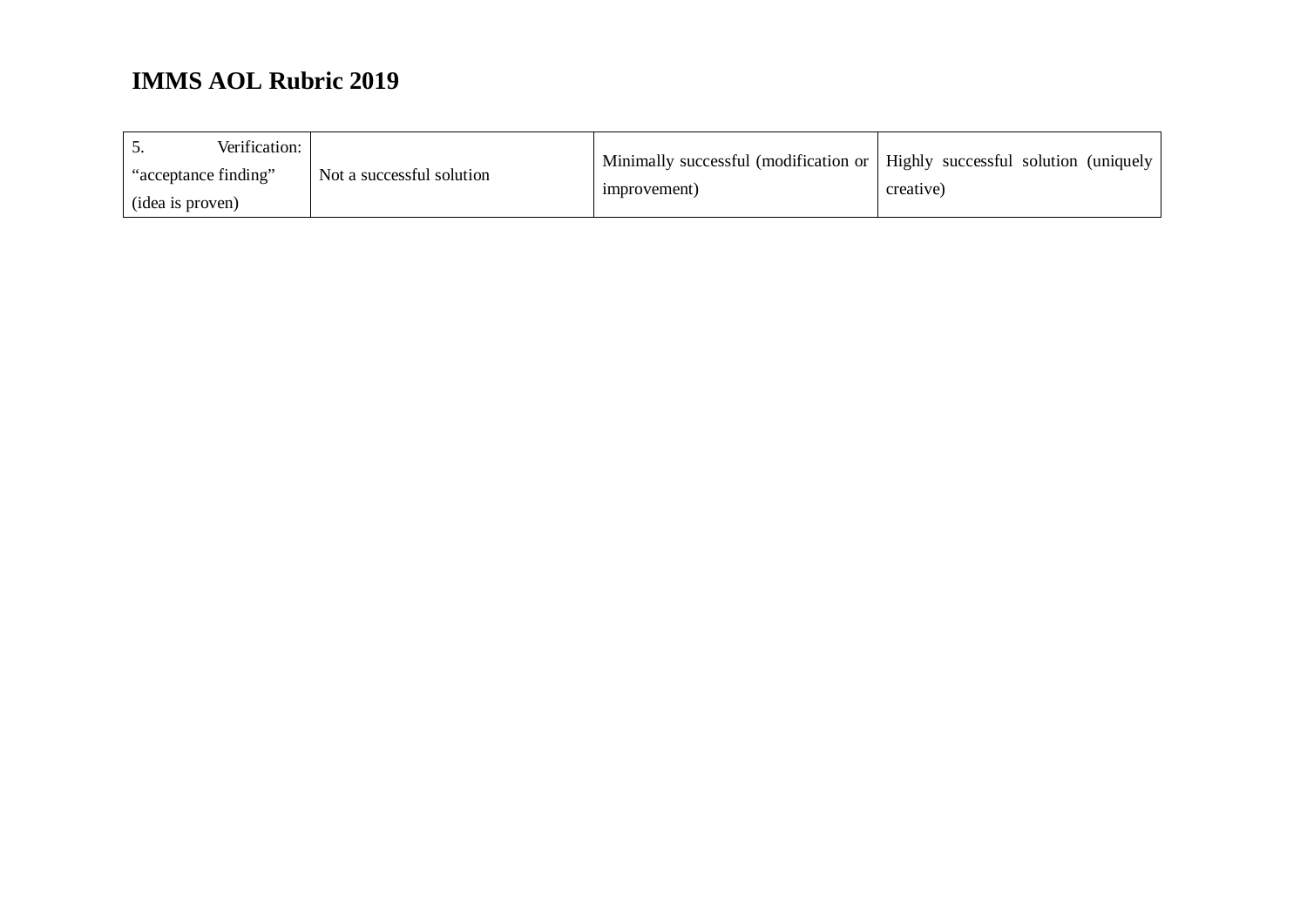**IMMS AOL Rubric 2019**

| | | | |
|---|---|---|---|
| 5. Verification: “acceptance finding” (idea is proven) | Not a successful solution | Minimally successful (modification or improvement) | Highly successful solution (uniquely creative) |